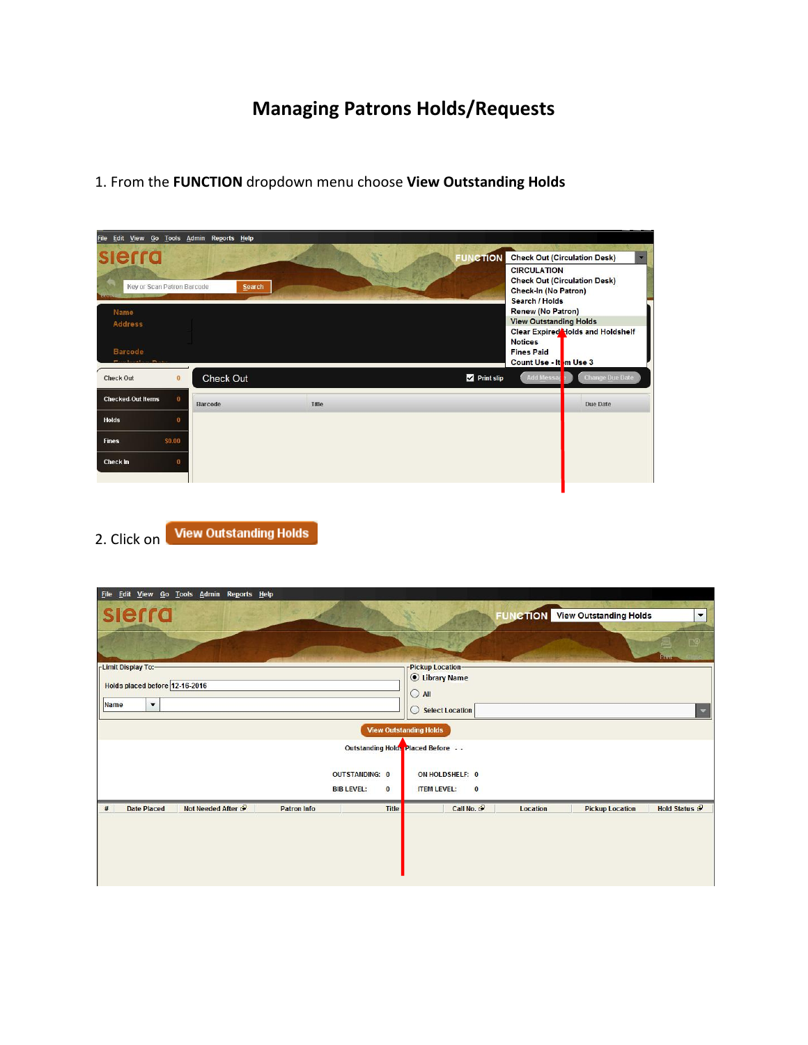# Managing Patrons Holds/Requests

1. From the **FUNCTION** dropdown menu choose **View Outstanding Holds**

2. Click on **View Outstanding Holds**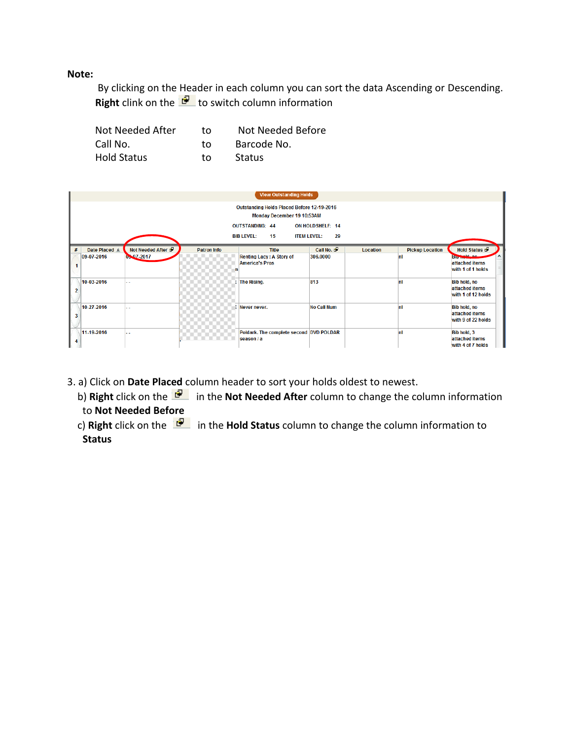**Note:**

By clicking on the Header in each column you can sort the data Ascending or Descending. **Right** clink on the to switch column information

| | | |
|---|---|---|
| Not Needed After | to | Not Needed Before |
| Call No. | to | Barcode No. |
| Hold Status | to | Status |

View Outstanding Holds

Outstanding Holds Placed Before 12-19-2016
Monday December 19 10:53AM

OUTSTANDING: 44 ON HOLDSHELF: 14
BIB LEVEL: 15 ITEM LEVEL: 29

| # | Date Placed | Not Needed After | Patron Info | Title | Call No. | Location | Pickup Location | Hold Status |
|---|---|---|---|---|---|---|---|---|
| 1 | 09-07-2016 | 03-07-2017 | | Renting Lacy : A Story of America's Pros | 306.0000 | | nl | Bib hold, no attached items with 1 of 1 holds |
| 2 | 10-03-2016 | - - | | The Rising. | 813 | | nl | Bib hold, no attached items with 1 of 12 holds |
| 3 | 10-27-2016 | - - | | Never never. | No Call Num | | nl | Bib hold, no attached items with 9 of 22 holds |
| 4 | 11-19-2016 | - - | | Poldark. The complete second season / a | DVD POLDAR | | nl | Bib hold, 3 attached items with 4 of 7 holds |

3. a) Click on **Date Placed** column header to sort your holds oldest to newest.
   b) **Right** click on the in the **Not Needed After** column to change the column information to **Not Needed Before**
   c) **Right** click on the in the **Hold Status** column to change the column information to **Status**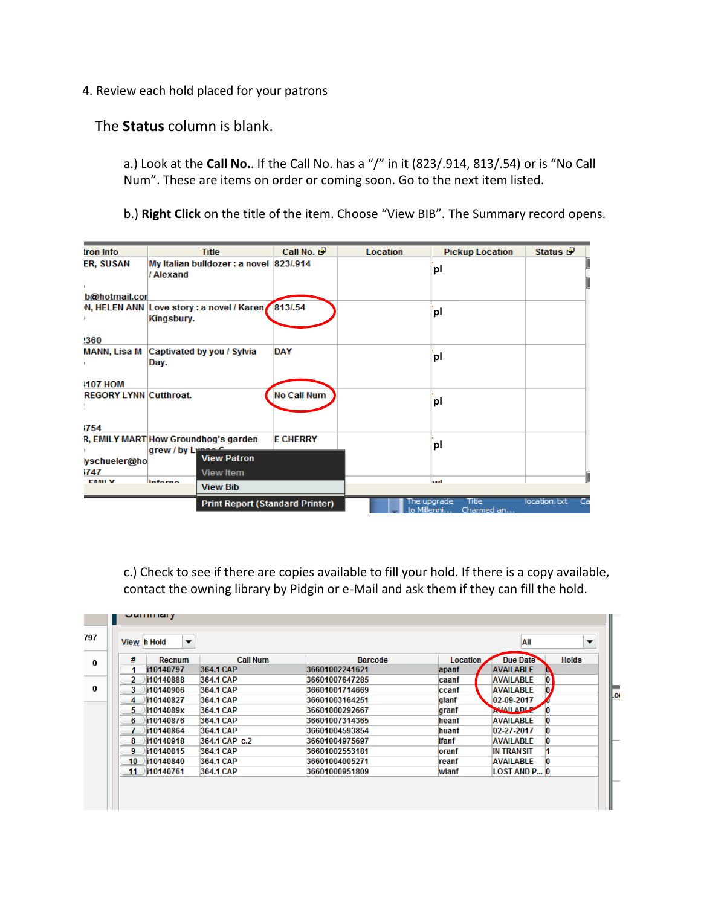4. Review each hold placed for your patrons

The **Status** column is blank.

a.) Look at the **Call No.**. If the Call No. has a "/" in it (823/.914, 813/.54) or is "No Call Num". These are items on order or coming soon. Go to the next item listed.

b.) **Right Click** on the title of the item. Choose "View BIB". The Summary record opens.

c.) Check to see if there are copies available to fill your hold. If there is a copy available, contact the owning library by Pidgin or e-Mail and ask them if they can fill the hold.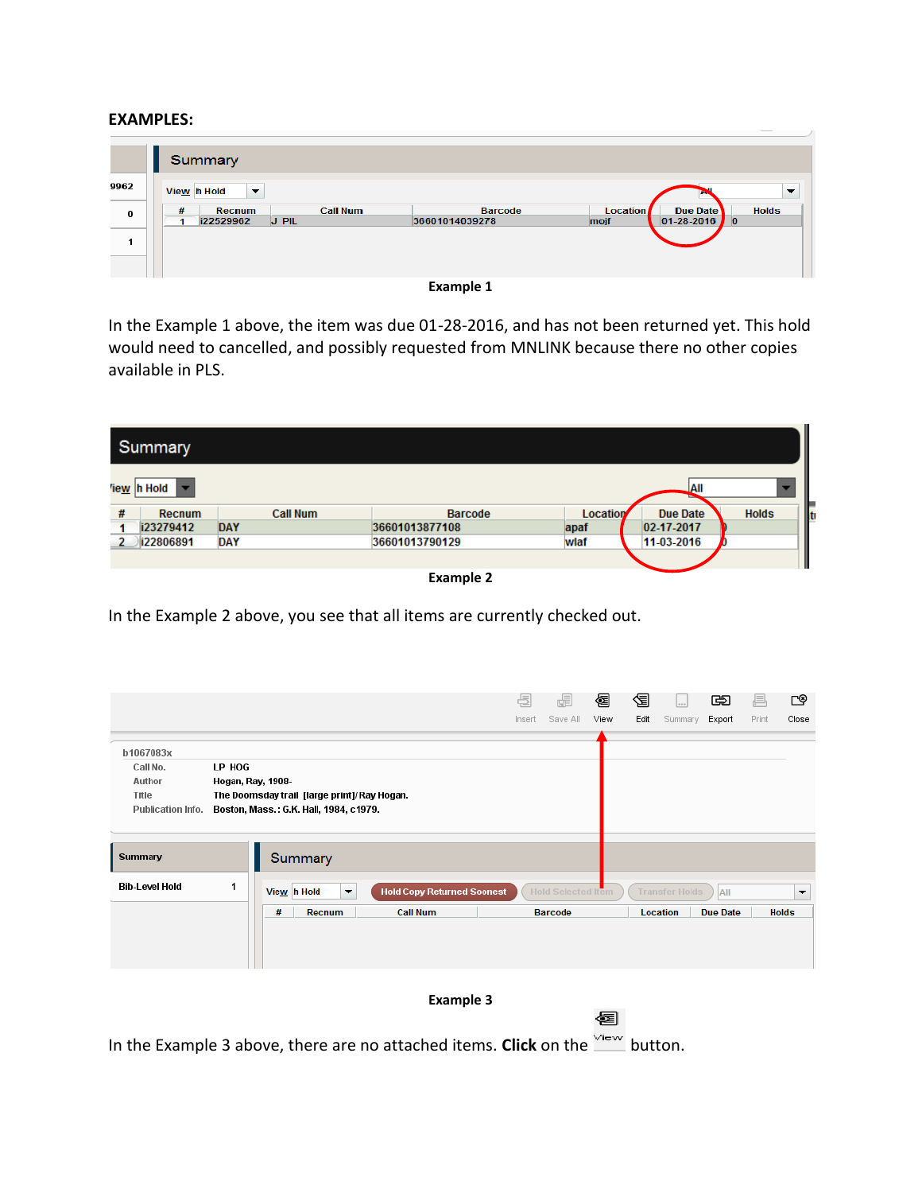**EXAMPLES:**

| # | Recnum | Call Num | Barcode | Location | Due Date | Holds |
|---|---|---|---|---|---|---|
| 1 | i22529962 | J PIL | 36601014039278 | moif | 01-28-2016 | 0 |

**Example 1**

In the Example 1 above, the item was due 01-28-2016, and has not been returned yet. This hold would need to cancelled, and possibly requested from MNLINK because there no other copies available in PLS.

| # | Recnum | Call Num | Barcode | Location | Due Date | Holds |
|---|---|---|---|---|---|---|
| 1 | i23279412 | DAY | 36601013877108 | apaf | 02-17-2017 | 0 |
| 2 | i22806891 | DAY | 36601013790129 | wlaf | 11-03-2016 | 0 |

**Example 2**

In the Example 2 above, you see that all items are currently checked out.

b1067083x

- Call No. LP HOG
- Author Hogan, Ray, 1908-
- Title The Doomsday trail [large print]/Ray Hogan.
- Publication Info. Boston, Mass.: G.K. Hall, 1984, c1979.

| # | Recnum | Call Num | Barcode | Location | Due Date | Holds |
|---|---|---|---|---|---|---|

**Example 3**

In the Example 3 above, there are no attached items. **Click** on the View button.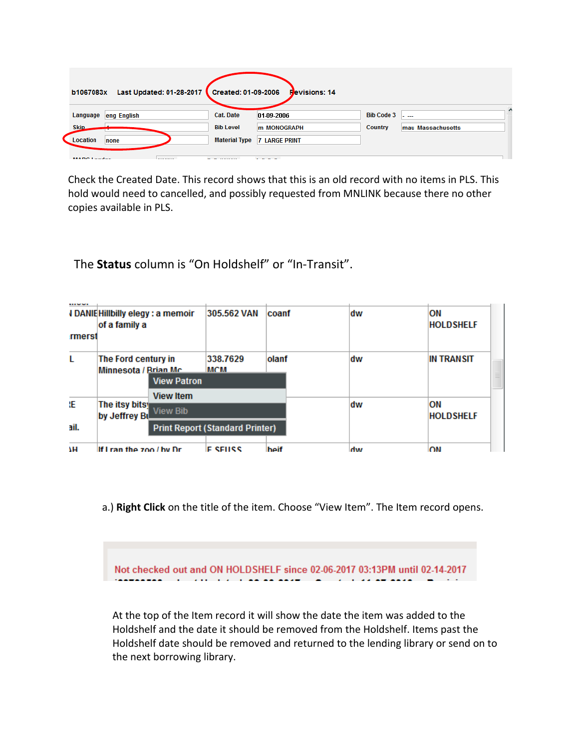b1067083x Last Updated: 01-28-2017 Created: 01-09-2006 Revisions: 14

| Language | eng English | Cat. Date | 01-09-2006 | Bib Code 3 | - --- |
|---|---|---|---|---|---|
| Skip | 4 | Bib Level | m MONOGRAPH | Country | mau Massachusetts |
| Location | none | Material Type | 7 LARGE PRINT | | |

Check the Created Date. This record shows that this is an old record with no items in PLS. This hold would need to cancelled, and possibly requested from MNLINK because there no other copies available in PLS.

The **Status** column is "On Holdshelf" or "In-Transit".

| | | | | | |
|---|---|---|---|---|---|
| DANIE rmerst | Hillbilly elegy : a memoir of a family a | 305.562 VAN | coanf | dw | ON HOLDSHELF |
| L | The Ford century in Minnesota / Brian Mc | 338.7629 MCM | olanf | dw | IN TRANSIT |
| E ail. | The itsy bits by Jeffrey B | | | dw | ON HOLDSHELF |
| H | If I ran the zoo / by Dr | E SEUSS | beif | dw | ON |

View Patron
View Item
View Bib
Print Report (Standard Printer)

a.) **Right Click** on the title of the item. Choose "View Item". The Item record opens.

Not checked out and ON HOLDSHELF since 02-06-2017 03:13PM until 02-14-2017

At the top of the Item record it will show the date the item was added to the Holdshelf and the date it should be removed from the Holdshelf. Items past the Holdshelf date should be removed and returned to the lending library or send on to the next borrowing library.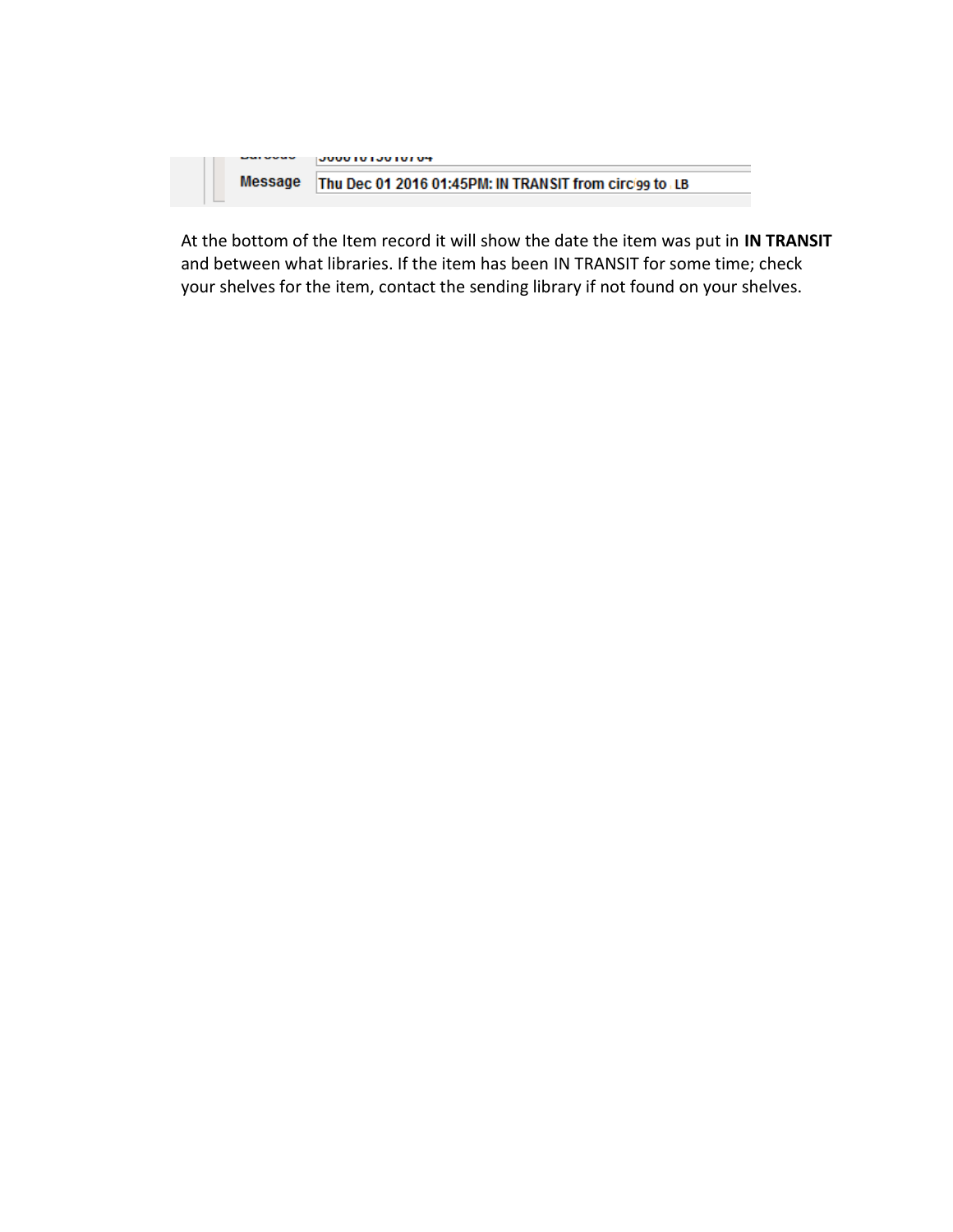Barcode 30001015010704

Message Thu Dec 01 2016 01:45PM: IN TRANSIT from circ99 to LB

At the bottom of the Item record it will show the date the item was put in **IN TRANSIT** and between what libraries. If the item has been IN TRANSIT for some time; check your shelves for the item, contact the sending library if not found on your shelves.